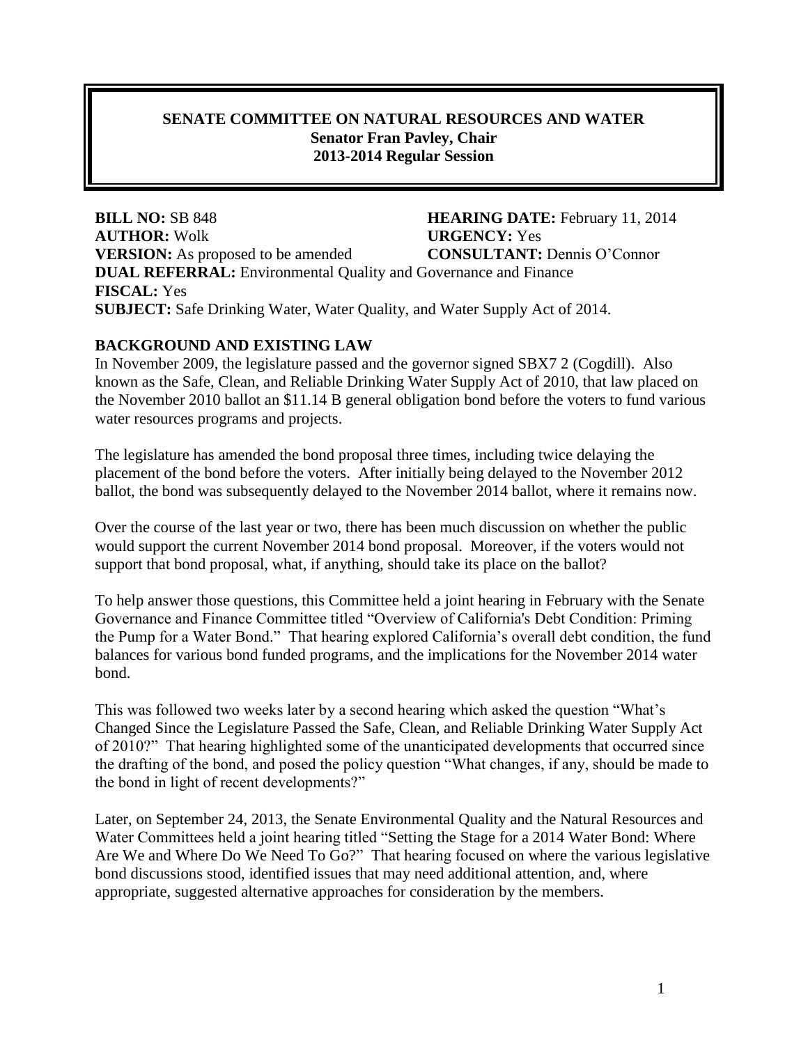**SENATE COMMITTEE ON NATURAL RESOURCES AND WATER**
**Senator Fran Pavley, Chair**
**2013-2014 Regular Session**

**BILL NO:** SB 848 **HEARING DATE:** February 11, 2014
**AUTHOR:** Wolk **URGENCY:** Yes
**VERSION:** As proposed to be amended **CONSULTANT:** Dennis O'Connor
**DUAL REFERRAL:** Environmental Quality and Governance and Finance
**FISCAL:** Yes
**SUBJECT:** Safe Drinking Water, Water Quality, and Water Supply Act of 2014.

**BACKGROUND AND EXISTING LAW**

In November 2009, the legislature passed and the governor signed SBX7 2 (Cogdill). Also known as the Safe, Clean, and Reliable Drinking Water Supply Act of 2010, that law placed on the November 2010 ballot an $11.14 B general obligation bond before the voters to fund various water resources programs and projects.

The legislature has amended the bond proposal three times, including twice delaying the placement of the bond before the voters. After initially being delayed to the November 2012 ballot, the bond was subsequently delayed to the November 2014 ballot, where it remains now.

Over the course of the last year or two, there has been much discussion on whether the public would support the current November 2014 bond proposal. Moreover, if the voters would not support that bond proposal, what, if anything, should take its place on the ballot?

To help answer those questions, this Committee held a joint hearing in February with the Senate Governance and Finance Committee titled "Overview of California's Debt Condition: Priming the Pump for a Water Bond." That hearing explored California's overall debt condition, the fund balances for various bond funded programs, and the implications for the November 2014 water bond.

This was followed two weeks later by a second hearing which asked the question "What's Changed Since the Legislature Passed the Safe, Clean, and Reliable Drinking Water Supply Act of 2010?" That hearing highlighted some of the unanticipated developments that occurred since the drafting of the bond, and posed the policy question "What changes, if any, should be made to the bond in light of recent developments?"

Later, on September 24, 2013, the Senate Environmental Quality and the Natural Resources and Water Committees held a joint hearing titled "Setting the Stage for a 2014 Water Bond: Where Are We and Where Do We Need To Go?" That hearing focused on where the various legislative bond discussions stood, identified issues that may need additional attention, and, where appropriate, suggested alternative approaches for consideration by the members.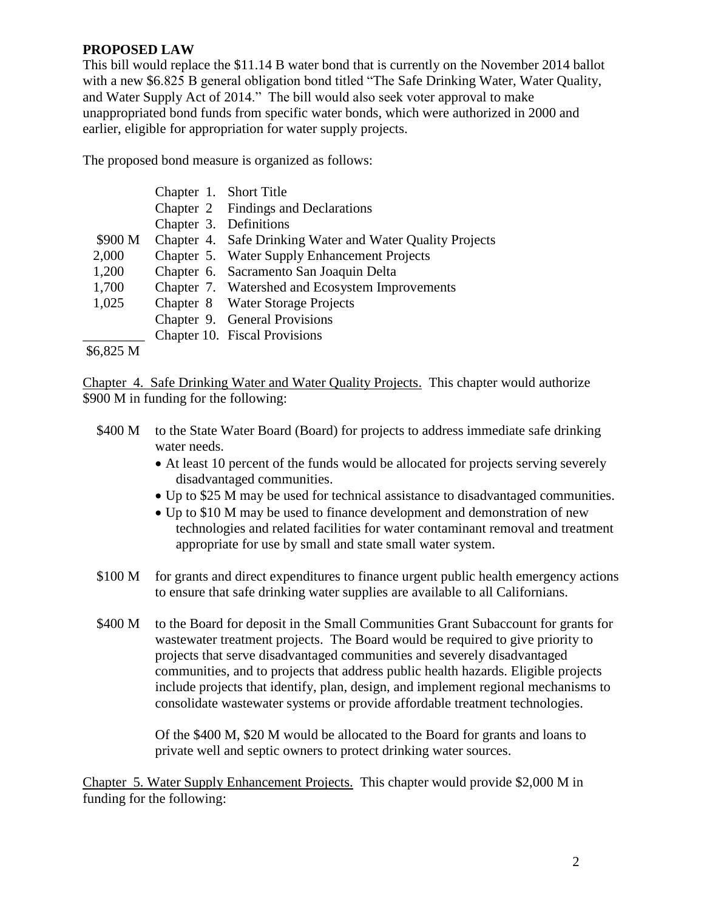**PROPOSED LAW**

This bill would replace the $11.14 B water bond that is currently on the November 2014 ballot with a new $6.825 B general obligation bond titled "The Safe Drinking Water, Water Quality, and Water Supply Act of 2014." The bill would also seek voter approval to make unappropriated bond funds from specific water bonds, which were authorized in 2000 and earlier, eligible for appropriation for water supply projects.

The proposed bond measure is organized as follows:

| Amount | Chapter | Title |
|---|---|---|
| | Chapter 1. | Short Title |
| | Chapter 2 | Findings and Declarations |
| | Chapter 3. | Definitions |
| $900 M | Chapter 4. | Safe Drinking Water and Water Quality Projects |
| 2,000 | Chapter 5. | Water Supply Enhancement Projects |
| 1,200 | Chapter 6. | Sacramento San Joaquin Delta |
| 1,700 | Chapter 7. | Watershed and Ecosystem Improvements |
| 1,025 | Chapter 8 | Water Storage Projects |
| | Chapter 9. | General Provisions |
| | Chapter 10. | Fiscal Provisions |
| $6,825 M | | |

Chapter 4. Safe Drinking Water and Water Quality Projects. This chapter would authorize $900 M in funding for the following:

- $400 M to the State Water Board (Board) for projects to address immediate safe drinking water needs.
  - At least 10 percent of the funds would be allocated for projects serving severely disadvantaged communities.
  - Up to $25 M may be used for technical assistance to disadvantaged communities.
  - Up to $10 M may be used to finance development and demonstration of new technologies and related facilities for water contaminant removal and treatment appropriate for use by small and state small water system.

- $100 M for grants and direct expenditures to finance urgent public health emergency actions to ensure that safe drinking water supplies are available to all Californians.

- $400 M to the Board for deposit in the Small Communities Grant Subaccount for grants for wastewater treatment projects. The Board would be required to give priority to projects that serve disadvantaged communities and severely disadvantaged communities, and to projects that address public health hazards. Eligible projects include projects that identify, plan, design, and implement regional mechanisms to consolidate wastewater systems or provide affordable treatment technologies.

  Of the $400 M, $20 M would be allocated to the Board for grants and loans to private well and septic owners to protect drinking water sources.

Chapter 5. Water Supply Enhancement Projects. This chapter would provide $2,000 M in funding for the following: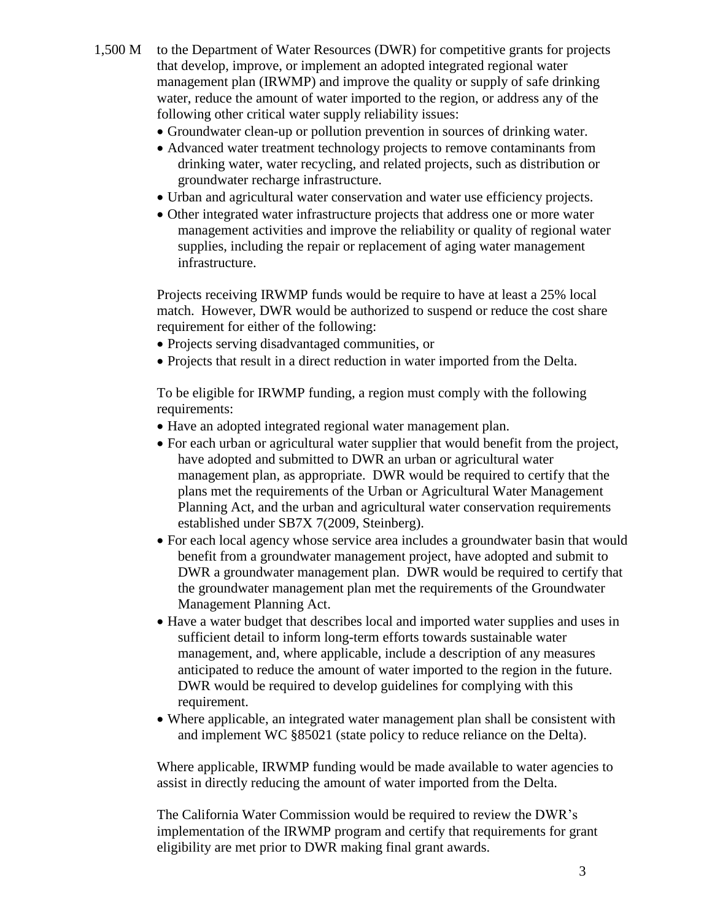1,500 M to the Department of Water Resources (DWR) for competitive grants for projects that develop, improve, or implement an adopted integrated regional water management plan (IRWMP) and improve the quality or supply of safe drinking water, reduce the amount of water imported to the region, or address any of the following other critical water supply reliability issues:

- Groundwater clean-up or pollution prevention in sources of drinking water.
- Advanced water treatment technology projects to remove contaminants from drinking water, water recycling, and related projects, such as distribution or groundwater recharge infrastructure.
- Urban and agricultural water conservation and water use efficiency projects.
- Other integrated water infrastructure projects that address one or more water management activities and improve the reliability or quality of regional water supplies, including the repair or replacement of aging water management infrastructure.

Projects receiving IRWMP funds would be require to have at least a 25% local match. However, DWR would be authorized to suspend or reduce the cost share requirement for either of the following:

- Projects serving disadvantaged communities, or
- Projects that result in a direct reduction in water imported from the Delta.

To be eligible for IRWMP funding, a region must comply with the following requirements:

- Have an adopted integrated regional water management plan.
- For each urban or agricultural water supplier that would benefit from the project, have adopted and submitted to DWR an urban or agricultural water management plan, as appropriate. DWR would be required to certify that the plans met the requirements of the Urban or Agricultural Water Management Planning Act, and the urban and agricultural water conservation requirements established under SB7X 7(2009, Steinberg).
- For each local agency whose service area includes a groundwater basin that would benefit from a groundwater management project, have adopted and submit to DWR a groundwater management plan. DWR would be required to certify that the groundwater management plan met the requirements of the Groundwater Management Planning Act.
- Have a water budget that describes local and imported water supplies and uses in sufficient detail to inform long-term efforts towards sustainable water management, and, where applicable, include a description of any measures anticipated to reduce the amount of water imported to the region in the future. DWR would be required to develop guidelines for complying with this requirement.
- Where applicable, an integrated water management plan shall be consistent with and implement WC §85021 (state policy to reduce reliance on the Delta).

Where applicable, IRWMP funding would be made available to water agencies to assist in directly reducing the amount of water imported from the Delta.

The California Water Commission would be required to review the DWR's implementation of the IRWMP program and certify that requirements for grant eligibility are met prior to DWR making final grant awards.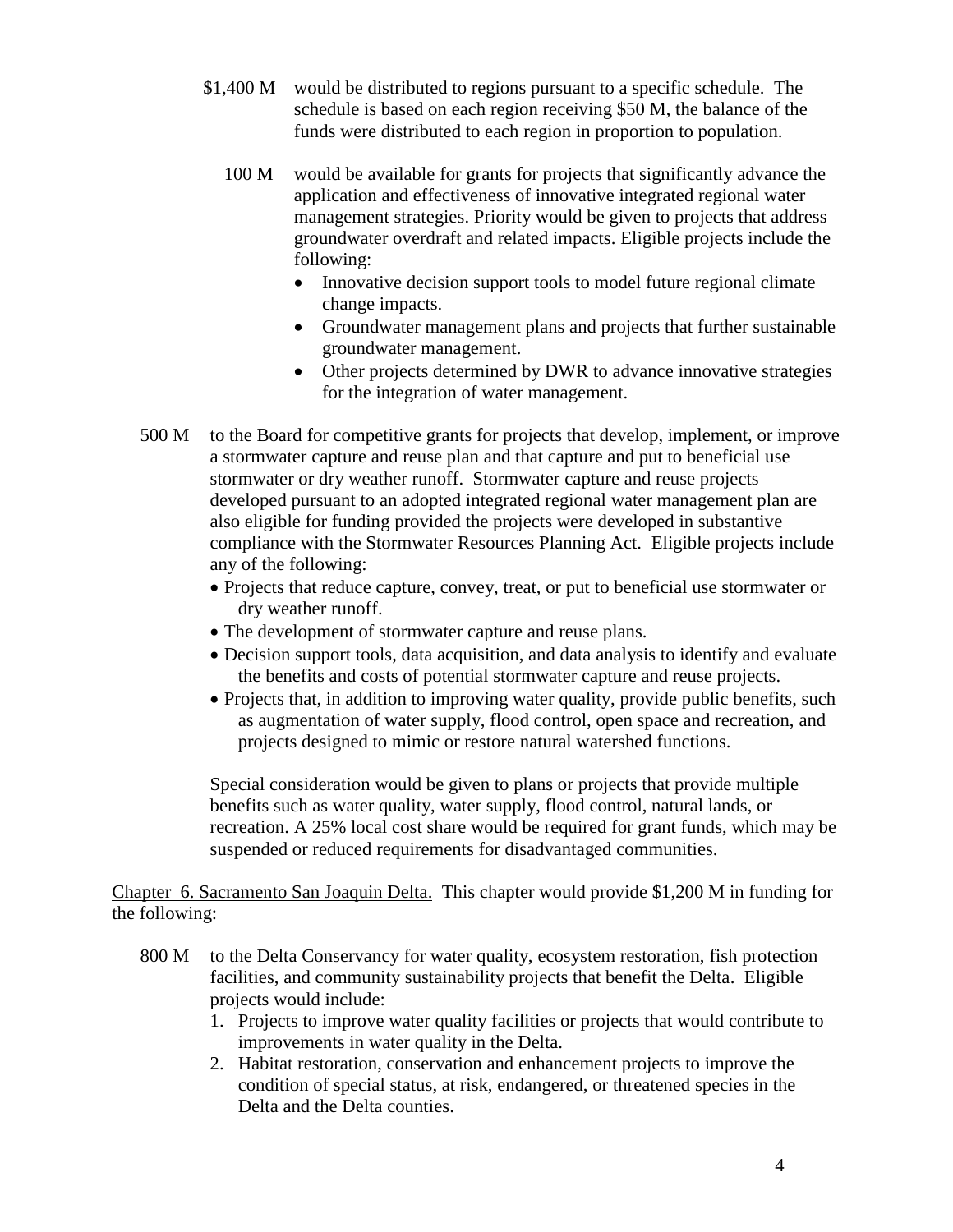$1,400 M would be distributed to regions pursuant to a specific schedule. The schedule is based on each region receiving $50 M, the balance of the funds were distributed to each region in proportion to population.

100 M would be available for grants for projects that significantly advance the application and effectiveness of innovative integrated regional water management strategies. Priority would be given to projects that address groundwater overdraft and related impacts. Eligible projects include the following:

- Innovative decision support tools to model future regional climate change impacts.
- Groundwater management plans and projects that further sustainable groundwater management.
- Other projects determined by DWR to advance innovative strategies for the integration of water management.

500 M to the Board for competitive grants for projects that develop, implement, or improve a stormwater capture and reuse plan and that capture and put to beneficial use stormwater or dry weather runoff. Stormwater capture and reuse projects developed pursuant to an adopted integrated regional water management plan are also eligible for funding provided the projects were developed in substantive compliance with the Stormwater Resources Planning Act. Eligible projects include any of the following:

- Projects that reduce capture, convey, treat, or put to beneficial use stormwater or dry weather runoff.
- The development of stormwater capture and reuse plans.
- Decision support tools, data acquisition, and data analysis to identify and evaluate the benefits and costs of potential stormwater capture and reuse projects.
- Projects that, in addition to improving water quality, provide public benefits, such as augmentation of water supply, flood control, open space and recreation, and projects designed to mimic or restore natural watershed functions.

Special consideration would be given to plans or projects that provide multiple benefits such as water quality, water supply, flood control, natural lands, or recreation. A 25% local cost share would be required for grant funds, which may be suspended or reduced requirements for disadvantaged communities.

Chapter 6. Sacramento San Joaquin Delta. This chapter would provide $1,200 M in funding for the following:

800 M to the Delta Conservancy for water quality, ecosystem restoration, fish protection facilities, and community sustainability projects that benefit the Delta. Eligible projects would include:

1. Projects to improve water quality facilities or projects that would contribute to improvements in water quality in the Delta.
2. Habitat restoration, conservation and enhancement projects to improve the condition of special status, at risk, endangered, or threatened species in the Delta and the Delta counties.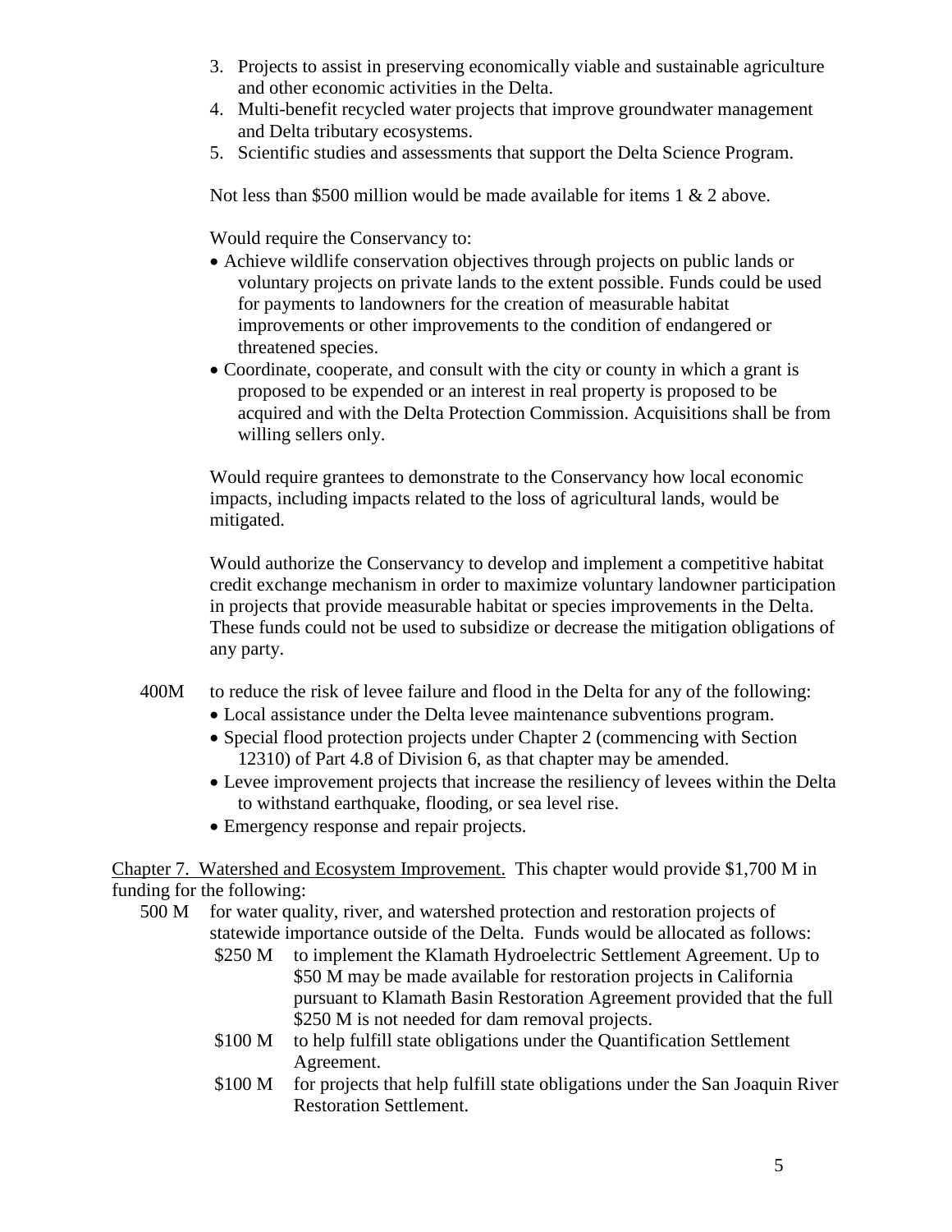3. Projects to assist in preserving economically viable and sustainable agriculture and other economic activities in the Delta.
4. Multi-benefit recycled water projects that improve groundwater management and Delta tributary ecosystems.
5. Scientific studies and assessments that support the Delta Science Program.

Not less than $500 million would be made available for items 1 & 2 above.

Would require the Conservancy to:

- Achieve wildlife conservation objectives through projects on public lands or voluntary projects on private lands to the extent possible. Funds could be used for payments to landowners for the creation of measurable habitat improvements or other improvements to the condition of endangered or threatened species.
- Coordinate, cooperate, and consult with the city or county in which a grant is proposed to be expended or an interest in real property is proposed to be acquired and with the Delta Protection Commission. Acquisitions shall be from willing sellers only.

Would require grantees to demonstrate to the Conservancy how local economic impacts, including impacts related to the loss of agricultural lands, would be mitigated.

Would authorize the Conservancy to develop and implement a competitive habitat credit exchange mechanism in order to maximize voluntary landowner participation in projects that provide measurable habitat or species improvements in the Delta. These funds could not be used to subsidize or decrease the mitigation obligations of any party.

400M to reduce the risk of levee failure and flood in the Delta for any of the following:

- Local assistance under the Delta levee maintenance subventions program.
- Special flood protection projects under Chapter 2 (commencing with Section 12310) of Part 4.8 of Division 6, as that chapter may be amended.
- Levee improvement projects that increase the resiliency of levees within the Delta to withstand earthquake, flooding, or sea level rise.
- Emergency response and repair projects.

<u>Chapter 7. Watershed and Ecosystem Improvement.</u> This chapter would provide $1,700 M in funding for the following:

500 M for water quality, river, and watershed protection and restoration projects of statewide importance outside of the Delta. Funds would be allocated as follows:

- $250 M to implement the Klamath Hydroelectric Settlement Agreement. Up to $50 M may be made available for restoration projects in California pursuant to Klamath Basin Restoration Agreement provided that the full $250 M is not needed for dam removal projects.
- $100 M to help fulfill state obligations under the Quantification Settlement Agreement.
- $100 M for projects that help fulfill state obligations under the San Joaquin River Restoration Settlement.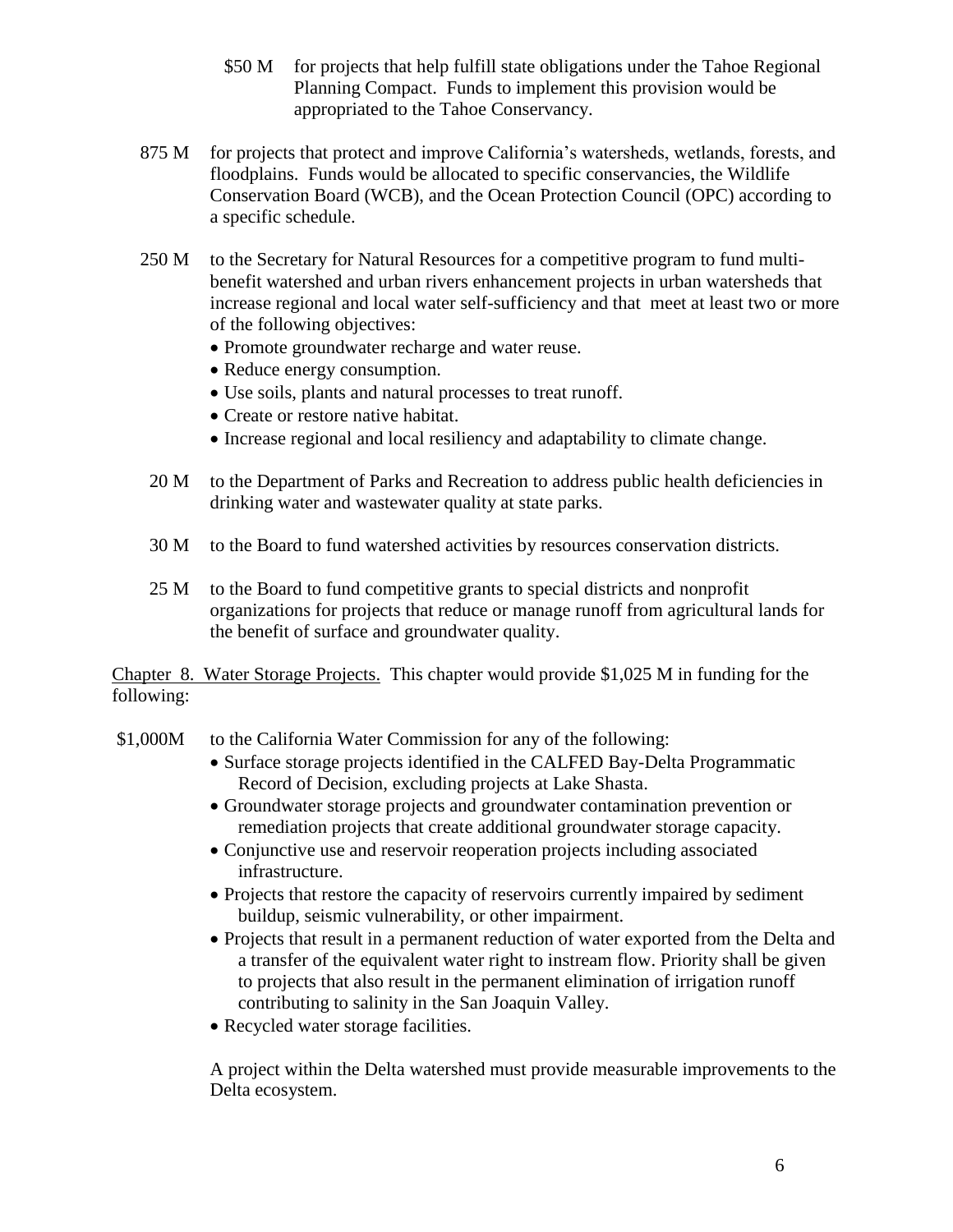$50 M for projects that help fulfill state obligations under the Tahoe Regional Planning Compact. Funds to implement this provision would be appropriated to the Tahoe Conservancy.

875 M for projects that protect and improve California's watersheds, wetlands, forests, and floodplains. Funds would be allocated to specific conservancies, the Wildlife Conservation Board (WCB), and the Ocean Protection Council (OPC) according to a specific schedule.

250 M to the Secretary for Natural Resources for a competitive program to fund multi-benefit watershed and urban rivers enhancement projects in urban watersheds that increase regional and local water self-sufficiency and that meet at least two or more of the following objectives:

- Promote groundwater recharge and water reuse.
- Reduce energy consumption.
- Use soils, plants and natural processes to treat runoff.
- Create or restore native habitat.
- Increase regional and local resiliency and adaptability to climate change.

20 M to the Department of Parks and Recreation to address public health deficiencies in drinking water and wastewater quality at state parks.

30 M to the Board to fund watershed activities by resources conservation districts.

25 M to the Board to fund competitive grants to special districts and nonprofit organizations for projects that reduce or manage runoff from agricultural lands for the benefit of surface and groundwater quality.

Chapter 8. Water Storage Projects. This chapter would provide $1,025 M in funding for the following:

$1,000M to the California Water Commission for any of the following:

- Surface storage projects identified in the CALFED Bay-Delta Programmatic Record of Decision, excluding projects at Lake Shasta.
- Groundwater storage projects and groundwater contamination prevention or remediation projects that create additional groundwater storage capacity.
- Conjunctive use and reservoir reoperation projects including associated infrastructure.
- Projects that restore the capacity of reservoirs currently impaired by sediment buildup, seismic vulnerability, or other impairment.
- Projects that result in a permanent reduction of water exported from the Delta and a transfer of the equivalent water right to instream flow. Priority shall be given to projects that also result in the permanent elimination of irrigation runoff contributing to salinity in the San Joaquin Valley.
- Recycled water storage facilities.

A project within the Delta watershed must provide measurable improvements to the Delta ecosystem.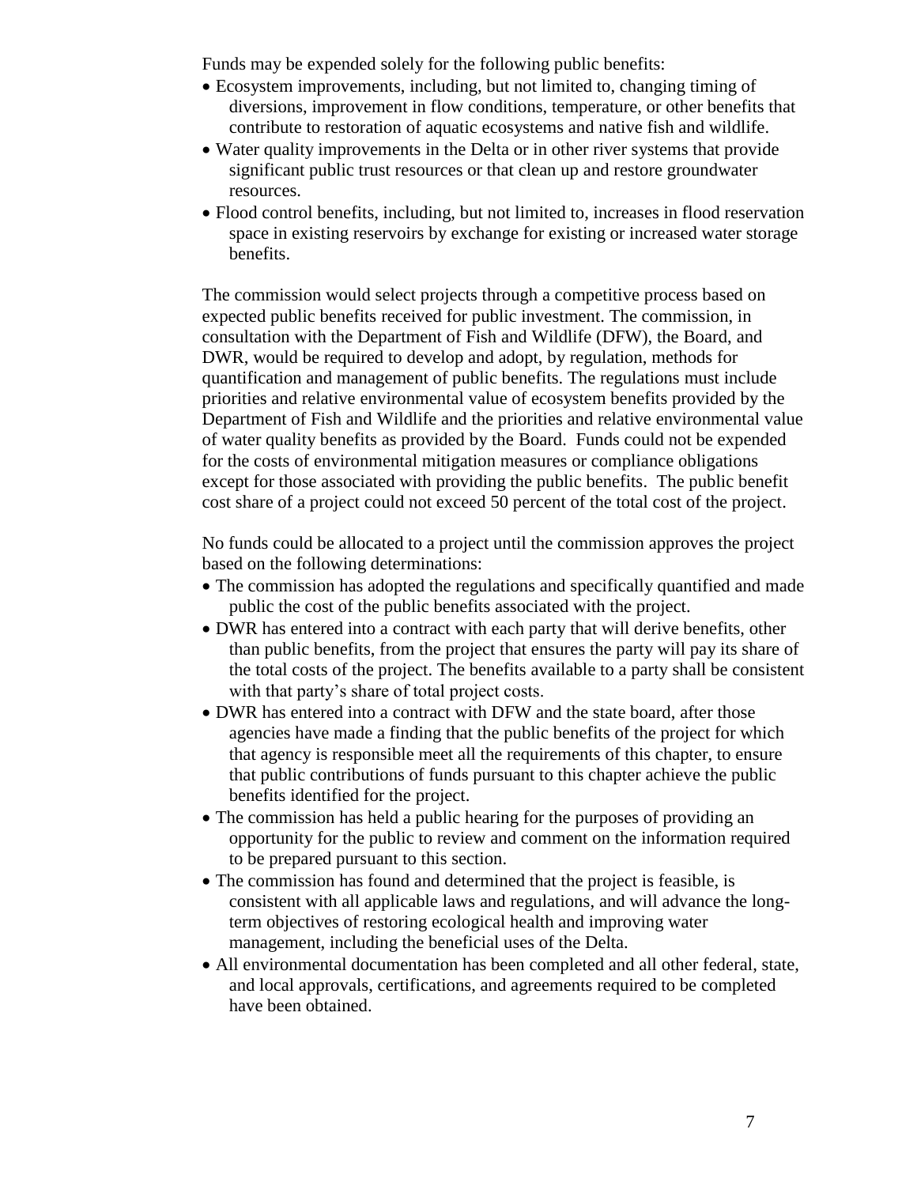Funds may be expended solely for the following public benefits:

- Ecosystem improvements, including, but not limited to, changing timing of diversions, improvement in flow conditions, temperature, or other benefits that contribute to restoration of aquatic ecosystems and native fish and wildlife.
- Water quality improvements in the Delta or in other river systems that provide significant public trust resources or that clean up and restore groundwater resources.
- Flood control benefits, including, but not limited to, increases in flood reservation space in existing reservoirs by exchange for existing or increased water storage benefits.

The commission would select projects through a competitive process based on expected public benefits received for public investment. The commission, in consultation with the Department of Fish and Wildlife (DFW), the Board, and DWR, would be required to develop and adopt, by regulation, methods for quantification and management of public benefits. The regulations must include priorities and relative environmental value of ecosystem benefits provided by the Department of Fish and Wildlife and the priorities and relative environmental value of water quality benefits as provided by the Board. Funds could not be expended for the costs of environmental mitigation measures or compliance obligations except for those associated with providing the public benefits. The public benefit cost share of a project could not exceed 50 percent of the total cost of the project.

No funds could be allocated to a project until the commission approves the project based on the following determinations:

- The commission has adopted the regulations and specifically quantified and made public the cost of the public benefits associated with the project.
- DWR has entered into a contract with each party that will derive benefits, other than public benefits, from the project that ensures the party will pay its share of the total costs of the project. The benefits available to a party shall be consistent with that party's share of total project costs.
- DWR has entered into a contract with DFW and the state board, after those agencies have made a finding that the public benefits of the project for which that agency is responsible meet all the requirements of this chapter, to ensure that public contributions of funds pursuant to this chapter achieve the public benefits identified for the project.
- The commission has held a public hearing for the purposes of providing an opportunity for the public to review and comment on the information required to be prepared pursuant to this section.
- The commission has found and determined that the project is feasible, is consistent with all applicable laws and regulations, and will advance the long-term objectives of restoring ecological health and improving water management, including the beneficial uses of the Delta.
- All environmental documentation has been completed and all other federal, state, and local approvals, certifications, and agreements required to be completed have been obtained.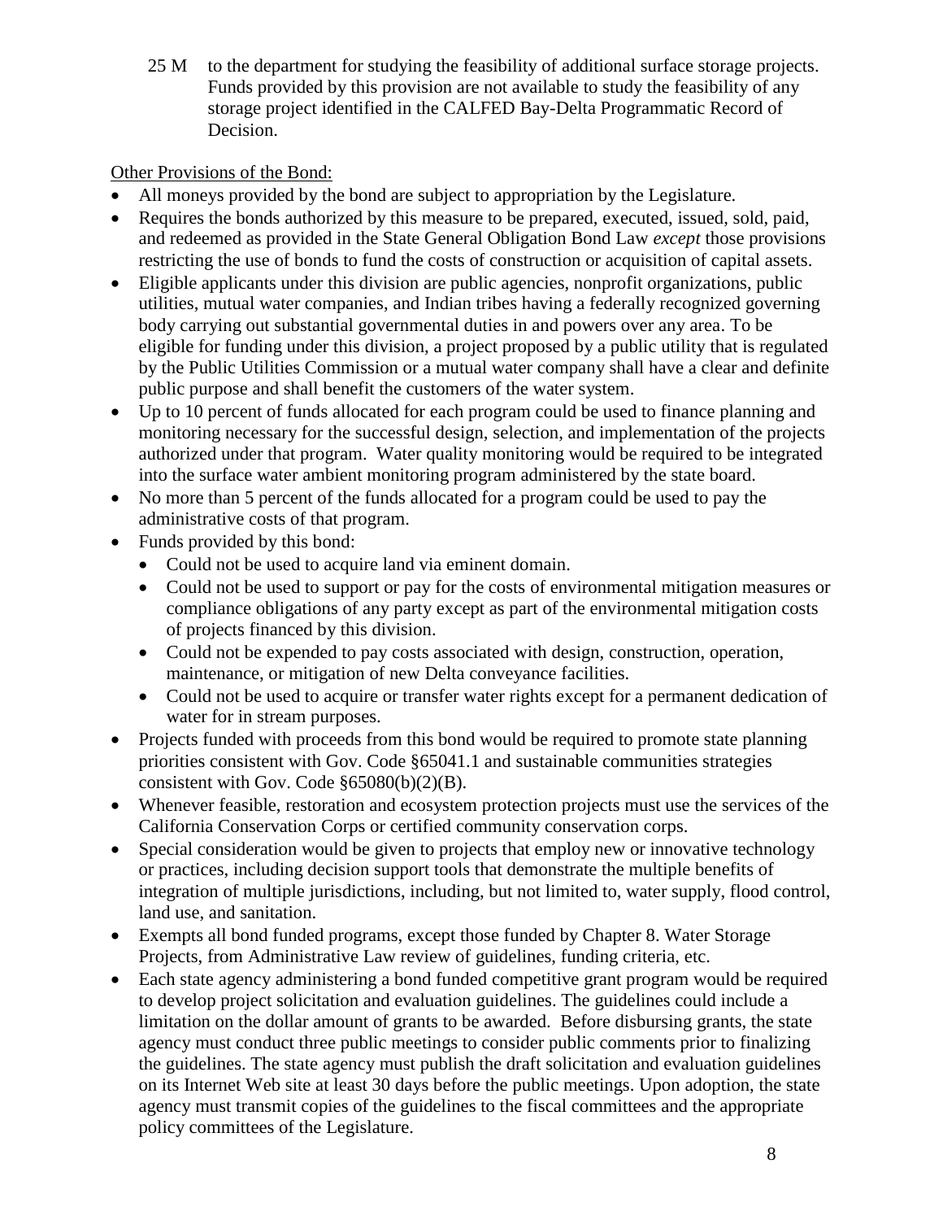25 M to the department for studying the feasibility of additional surface storage projects. Funds provided by this provision are not available to study the feasibility of any storage project identified in the CALFED Bay-Delta Programmatic Record of Decision.

Other Provisions of the Bond:

- All moneys provided by the bond are subject to appropriation by the Legislature.
- Requires the bonds authorized by this measure to be prepared, executed, issued, sold, paid, and redeemed as provided in the State General Obligation Bond Law *except* those provisions restricting the use of bonds to fund the costs of construction or acquisition of capital assets.
- Eligible applicants under this division are public agencies, nonprofit organizations, public utilities, mutual water companies, and Indian tribes having a federally recognized governing body carrying out substantial governmental duties in and powers over any area. To be eligible for funding under this division, a project proposed by a public utility that is regulated by the Public Utilities Commission or a mutual water company shall have a clear and definite public purpose and shall benefit the customers of the water system.
- Up to 10 percent of funds allocated for each program could be used to finance planning and monitoring necessary for the successful design, selection, and implementation of the projects authorized under that program. Water quality monitoring would be required to be integrated into the surface water ambient monitoring program administered by the state board.
- No more than 5 percent of the funds allocated for a program could be used to pay the administrative costs of that program.
- Funds provided by this bond:
  - Could not be used to acquire land via eminent domain.
  - Could not be used to support or pay for the costs of environmental mitigation measures or compliance obligations of any party except as part of the environmental mitigation costs of projects financed by this division.
  - Could not be expended to pay costs associated with design, construction, operation, maintenance, or mitigation of new Delta conveyance facilities.
  - Could not be used to acquire or transfer water rights except for a permanent dedication of water for in stream purposes.
- Projects funded with proceeds from this bond would be required to promote state planning priorities consistent with Gov. Code §65041.1 and sustainable communities strategies consistent with Gov. Code §65080(b)(2)(B).
- Whenever feasible, restoration and ecosystem protection projects must use the services of the California Conservation Corps or certified community conservation corps.
- Special consideration would be given to projects that employ new or innovative technology or practices, including decision support tools that demonstrate the multiple benefits of integration of multiple jurisdictions, including, but not limited to, water supply, flood control, land use, and sanitation.
- Exempts all bond funded programs, except those funded by Chapter 8. Water Storage Projects, from Administrative Law review of guidelines, funding criteria, etc.
- Each state agency administering a bond funded competitive grant program would be required to develop project solicitation and evaluation guidelines. The guidelines could include a limitation on the dollar amount of grants to be awarded. Before disbursing grants, the state agency must conduct three public meetings to consider public comments prior to finalizing the guidelines. The state agency must publish the draft solicitation and evaluation guidelines on its Internet Web site at least 30 days before the public meetings. Upon adoption, the state agency must transmit copies of the guidelines to the fiscal committees and the appropriate policy committees of the Legislature.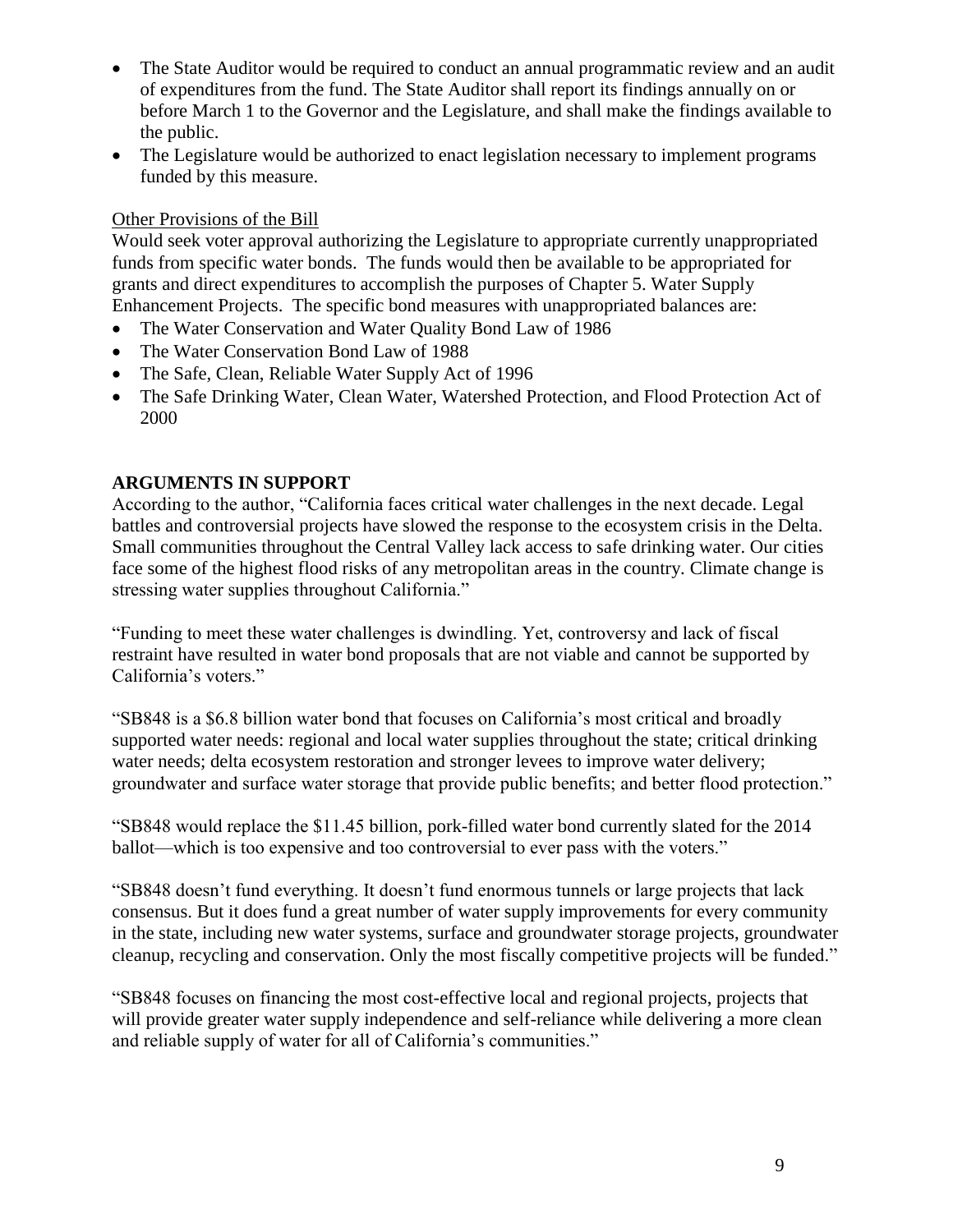- The State Auditor would be required to conduct an annual programmatic review and an audit of expenditures from the fund. The State Auditor shall report its findings annually on or before March 1 to the Governor and the Legislature, and shall make the findings available to the public.
- The Legislature would be authorized to enact legislation necessary to implement programs funded by this measure.

Other Provisions of the Bill

Would seek voter approval authorizing the Legislature to appropriate currently unappropriated funds from specific water bonds. The funds would then be available to be appropriated for grants and direct expenditures to accomplish the purposes of Chapter 5. Water Supply Enhancement Projects. The specific bond measures with unappropriated balances are:

- The Water Conservation and Water Quality Bond Law of 1986
- The Water Conservation Bond Law of 1988
- The Safe, Clean, Reliable Water Supply Act of 1996
- The Safe Drinking Water, Clean Water, Watershed Protection, and Flood Protection Act of 2000

**ARGUMENTS IN SUPPORT**

According to the author, "California faces critical water challenges in the next decade. Legal battles and controversial projects have slowed the response to the ecosystem crisis in the Delta. Small communities throughout the Central Valley lack access to safe drinking water. Our cities face some of the highest flood risks of any metropolitan areas in the country. Climate change is stressing water supplies throughout California."

"Funding to meet these water challenges is dwindling. Yet, controversy and lack of fiscal restraint have resulted in water bond proposals that are not viable and cannot be supported by California's voters."

"SB848 is a $6.8 billion water bond that focuses on California's most critical and broadly supported water needs: regional and local water supplies throughout the state; critical drinking water needs; delta ecosystem restoration and stronger levees to improve water delivery; groundwater and surface water storage that provide public benefits; and better flood protection."

"SB848 would replace the $11.45 billion, pork-filled water bond currently slated for the 2014 ballot—which is too expensive and too controversial to ever pass with the voters."

"SB848 doesn't fund everything. It doesn't fund enormous tunnels or large projects that lack consensus. But it does fund a great number of water supply improvements for every community in the state, including new water systems, surface and groundwater storage projects, groundwater cleanup, recycling and conservation. Only the most fiscally competitive projects will be funded."

"SB848 focuses on financing the most cost-effective local and regional projects, projects that will provide greater water supply independence and self-reliance while delivering a more clean and reliable supply of water for all of California's communities."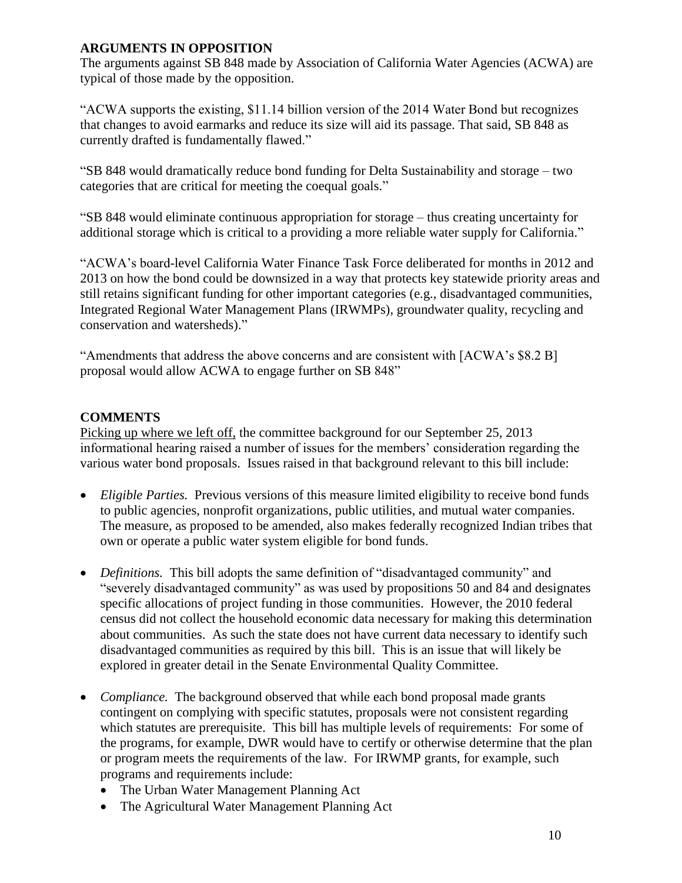**ARGUMENTS IN OPPOSITION**

The arguments against SB 848 made by Association of California Water Agencies (ACWA) are typical of those made by the opposition.

"ACWA supports the existing, $11.14 billion version of the 2014 Water Bond but recognizes that changes to avoid earmarks and reduce its size will aid its passage. That said, SB 848 as currently drafted is fundamentally flawed."

"SB 848 would dramatically reduce bond funding for Delta Sustainability and storage – two categories that are critical for meeting the coequal goals."

"SB 848 would eliminate continuous appropriation for storage – thus creating uncertainty for additional storage which is critical to a providing a more reliable water supply for California."

"ACWA's board-level California Water Finance Task Force deliberated for months in 2012 and 2013 on how the bond could be downsized in a way that protects key statewide priority areas and still retains significant funding for other important categories (e.g., disadvantaged communities, Integrated Regional Water Management Plans (IRWMPs), groundwater quality, recycling and conservation and watersheds)."

"Amendments that address the above concerns and are consistent with [ACWA's $8.2 B] proposal would allow ACWA to engage further on SB 848"

**COMMENTS**

Picking up where we left off, the committee background for our September 25, 2013 informational hearing raised a number of issues for the members' consideration regarding the various water bond proposals. Issues raised in that background relevant to this bill include:

- *Eligible Parties.* Previous versions of this measure limited eligibility to receive bond funds to public agencies, nonprofit organizations, public utilities, and mutual water companies. The measure, as proposed to be amended, also makes federally recognized Indian tribes that own or operate a public water system eligible for bond funds.
- *Definitions.* This bill adopts the same definition of "disadvantaged community" and "severely disadvantaged community" as was used by propositions 50 and 84 and designates specific allocations of project funding in those communities. However, the 2010 federal census did not collect the household economic data necessary for making this determination about communities. As such the state does not have current data necessary to identify such disadvantaged communities as required by this bill. This is an issue that will likely be explored in greater detail in the Senate Environmental Quality Committee.
- *Compliance.* The background observed that while each bond proposal made grants contingent on complying with specific statutes, proposals were not consistent regarding which statutes are prerequisite. This bill has multiple levels of requirements: For some of the programs, for example, DWR would have to certify or otherwise determine that the plan or program meets the requirements of the law. For IRWMP grants, for example, such programs and requirements include:
  - The Urban Water Management Planning Act
  - The Agricultural Water Management Planning Act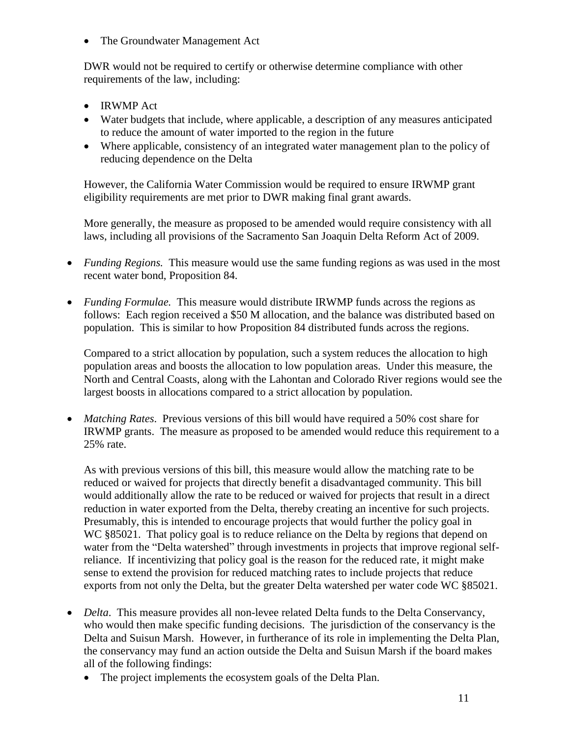- The Groundwater Management Act

  DWR would not be required to certify or otherwise determine compliance with other requirements of the law, including:

  - IRWMP Act
  - Water budgets that include, where applicable, a description of any measures anticipated to reduce the amount of water imported to the region in the future
  - Where applicable, consistency of an integrated water management plan to the policy of reducing dependence on the Delta

  However, the California Water Commission would be required to ensure IRWMP grant eligibility requirements are met prior to DWR making final grant awards.

  More generally, the measure as proposed to be amended would require consistency with all laws, including all provisions of the Sacramento San Joaquin Delta Reform Act of 2009.

- *Funding Regions.* This measure would use the same funding regions as was used in the most recent water bond, Proposition 84.

- *Funding Formulae.* This measure would distribute IRWMP funds across the regions as follows: Each region received a $50 M allocation, and the balance was distributed based on population. This is similar to how Proposition 84 distributed funds across the regions.

  Compared to a strict allocation by population, such a system reduces the allocation to high population areas and boosts the allocation to low population areas. Under this measure, the North and Central Coasts, along with the Lahontan and Colorado River regions would see the largest boosts in allocations compared to a strict allocation by population.

- *Matching Rates*. Previous versions of this bill would have required a 50% cost share for IRWMP grants. The measure as proposed to be amended would reduce this requirement to a 25% rate.

  As with previous versions of this bill, this measure would allow the matching rate to be reduced or waived for projects that directly benefit a disadvantaged community. This bill would additionally allow the rate to be reduced or waived for projects that result in a direct reduction in water exported from the Delta, thereby creating an incentive for such projects. Presumably, this is intended to encourage projects that would further the policy goal in WC §85021. That policy goal is to reduce reliance on the Delta by regions that depend on water from the "Delta watershed" through investments in projects that improve regional self-reliance. If incentivizing that policy goal is the reason for the reduced rate, it might make sense to extend the provision for reduced matching rates to include projects that reduce exports from not only the Delta, but the greater Delta watershed per water code WC §85021.

- *Delta*. This measure provides all non-levee related Delta funds to the Delta Conservancy, who would then make specific funding decisions. The jurisdiction of the conservancy is the Delta and Suisun Marsh. However, in furtherance of its role in implementing the Delta Plan, the conservancy may fund an action outside the Delta and Suisun Marsh if the board makes all of the following findings:
  - The project implements the ecosystem goals of the Delta Plan.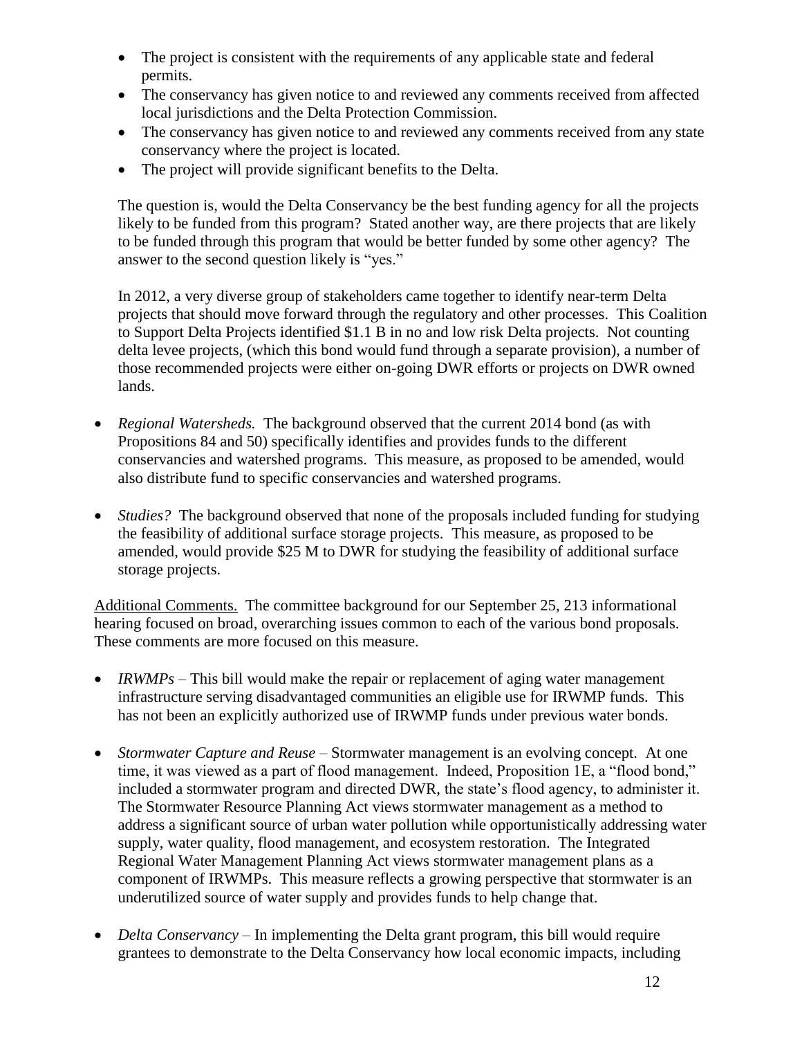- The project is consistent with the requirements of any applicable state and federal permits.
- The conservancy has given notice to and reviewed any comments received from affected local jurisdictions and the Delta Protection Commission.
- The conservancy has given notice to and reviewed any comments received from any state conservancy where the project is located.
- The project will provide significant benefits to the Delta.

The question is, would the Delta Conservancy be the best funding agency for all the projects likely to be funded from this program? Stated another way, are there projects that are likely to be funded through this program that would be better funded by some other agency? The answer to the second question likely is "yes."

In 2012, a very diverse group of stakeholders came together to identify near-term Delta projects that should move forward through the regulatory and other processes. This Coalition to Support Delta Projects identified $1.1 B in no and low risk Delta projects. Not counting delta levee projects, (which this bond would fund through a separate provision), a number of those recommended projects were either on-going DWR efforts or projects on DWR owned lands.

- *Regional Watersheds.* The background observed that the current 2014 bond (as with Propositions 84 and 50) specifically identifies and provides funds to the different conservancies and watershed programs. This measure, as proposed to be amended, would also distribute fund to specific conservancies and watershed programs.

- *Studies?* The background observed that none of the proposals included funding for studying the feasibility of additional surface storage projects. This measure, as proposed to be amended, would provide $25 M to DWR for studying the feasibility of additional surface storage projects.

Additional Comments. The committee background for our September 25, 213 informational hearing focused on broad, overarching issues common to each of the various bond proposals. These comments are more focused on this measure.

- *IRWMPs* – This bill would make the repair or replacement of aging water management infrastructure serving disadvantaged communities an eligible use for IRWMP funds. This has not been an explicitly authorized use of IRWMP funds under previous water bonds.

- *Stormwater Capture and Reuse* – Stormwater management is an evolving concept. At one time, it was viewed as a part of flood management. Indeed, Proposition 1E, a "flood bond," included a stormwater program and directed DWR, the state's flood agency, to administer it. The Stormwater Resource Planning Act views stormwater management as a method to address a significant source of urban water pollution while opportunistically addressing water supply, water quality, flood management, and ecosystem restoration. The Integrated Regional Water Management Planning Act views stormwater management plans as a component of IRWMPs. This measure reflects a growing perspective that stormwater is an underutilized source of water supply and provides funds to help change that.

- *Delta Conservancy* – In implementing the Delta grant program, this bill would require grantees to demonstrate to the Delta Conservancy how local economic impacts, including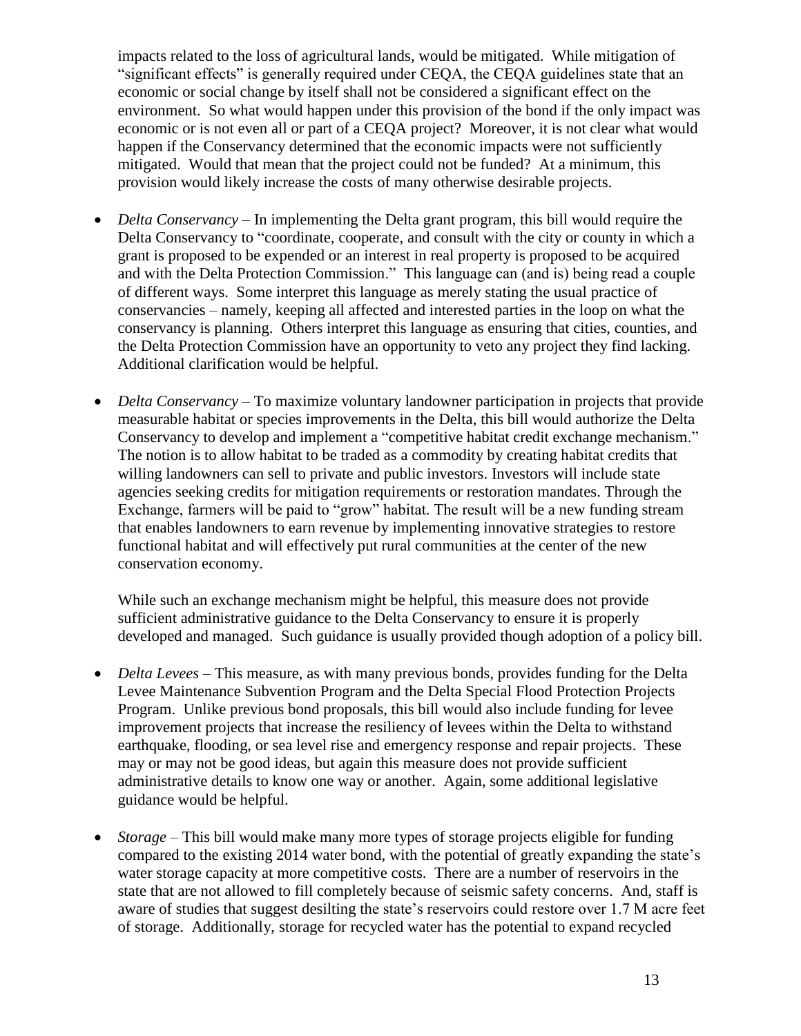impacts related to the loss of agricultural lands, would be mitigated. While mitigation of "significant effects" is generally required under CEQA, the CEQA guidelines state that an economic or social change by itself shall not be considered a significant effect on the environment. So what would happen under this provision of the bond if the only impact was economic or is not even all or part of a CEQA project? Moreover, it is not clear what would happen if the Conservancy determined that the economic impacts were not sufficiently mitigated. Would that mean that the project could not be funded? At a minimum, this provision would likely increase the costs of many otherwise desirable projects.

- *Delta Conservancy* – In implementing the Delta grant program, this bill would require the Delta Conservancy to "coordinate, cooperate, and consult with the city or county in which a grant is proposed to be expended or an interest in real property is proposed to be acquired and with the Delta Protection Commission." This language can (and is) being read a couple of different ways. Some interpret this language as merely stating the usual practice of conservancies – namely, keeping all affected and interested parties in the loop on what the conservancy is planning. Others interpret this language as ensuring that cities, counties, and the Delta Protection Commission have an opportunity to veto any project they find lacking. Additional clarification would be helpful.

- *Delta Conservancy* – To maximize voluntary landowner participation in projects that provide measurable habitat or species improvements in the Delta, this bill would authorize the Delta Conservancy to develop and implement a "competitive habitat credit exchange mechanism." The notion is to allow habitat to be traded as a commodity by creating habitat credits that willing landowners can sell to private and public investors. Investors will include state agencies seeking credits for mitigation requirements or restoration mandates. Through the Exchange, farmers will be paid to "grow" habitat. The result will be a new funding stream that enables landowners to earn revenue by implementing innovative strategies to restore functional habitat and will effectively put rural communities at the center of the new conservation economy.

  While such an exchange mechanism might be helpful, this measure does not provide sufficient administrative guidance to the Delta Conservancy to ensure it is properly developed and managed. Such guidance is usually provided though adoption of a policy bill.

- *Delta Levees* – This measure, as with many previous bonds, provides funding for the Delta Levee Maintenance Subvention Program and the Delta Special Flood Protection Projects Program. Unlike previous bond proposals, this bill would also include funding for levee improvement projects that increase the resiliency of levees within the Delta to withstand earthquake, flooding, or sea level rise and emergency response and repair projects. These may or may not be good ideas, but again this measure does not provide sufficient administrative details to know one way or another. Again, some additional legislative guidance would be helpful.

- *Storage* – This bill would make many more types of storage projects eligible for funding compared to the existing 2014 water bond, with the potential of greatly expanding the state's water storage capacity at more competitive costs. There are a number of reservoirs in the state that are not allowed to fill completely because of seismic safety concerns. And, staff is aware of studies that suggest desilting the state's reservoirs could restore over 1.7 M acre feet of storage. Additionally, storage for recycled water has the potential to expand recycled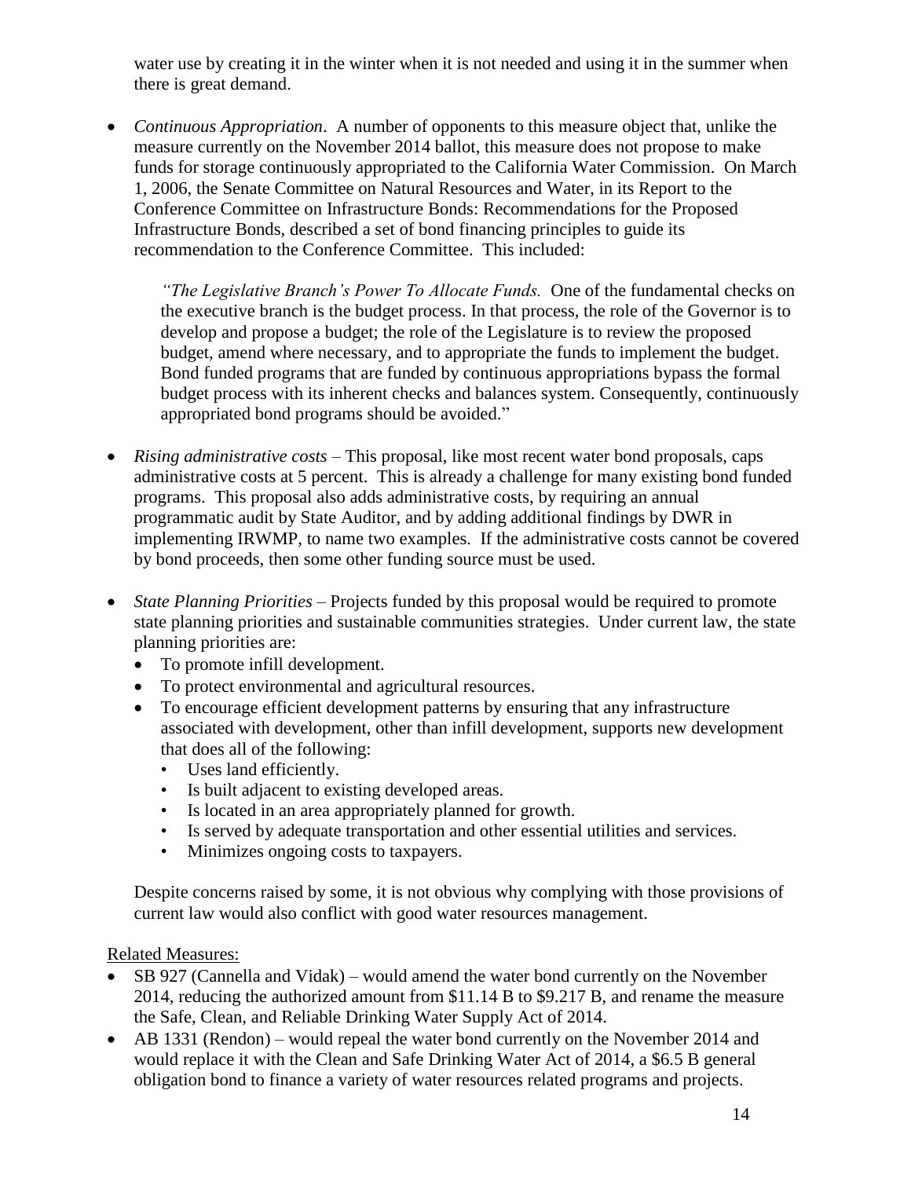water use by creating it in the winter when it is not needed and using it in the summer when there is great demand.

- *Continuous Appropriation*. A number of opponents to this measure object that, unlike the measure currently on the November 2014 ballot, this measure does not propose to make funds for storage continuously appropriated to the California Water Commission. On March 1, 2006, the Senate Committee on Natural Resources and Water, in its Report to the Conference Committee on Infrastructure Bonds: Recommendations for the Proposed Infrastructure Bonds, described a set of bond financing principles to guide its recommendation to the Conference Committee. This included:

  *"The Legislative Branch's Power To Allocate Funds.* One of the fundamental checks on the executive branch is the budget process. In that process, the role of the Governor is to develop and propose a budget; the role of the Legislature is to review the proposed budget, amend where necessary, and to appropriate the funds to implement the budget. Bond funded programs that are funded by continuous appropriations bypass the formal budget process with its inherent checks and balances system. Consequently, continuously appropriated bond programs should be avoided."

- *Rising administrative costs* – This proposal, like most recent water bond proposals, caps administrative costs at 5 percent. This is already a challenge for many existing bond funded programs. This proposal also adds administrative costs, by requiring an annual programmatic audit by State Auditor, and by adding additional findings by DWR in implementing IRWMP, to name two examples. If the administrative costs cannot be covered by bond proceeds, then some other funding source must be used.

- *State Planning Priorities* – Projects funded by this proposal would be required to promote state planning priorities and sustainable communities strategies. Under current law, the state planning priorities are:
  - To promote infill development.
  - To protect environmental and agricultural resources.
  - To encourage efficient development patterns by ensuring that any infrastructure associated with development, other than infill development, supports new development that does all of the following:
    - Uses land efficiently.
    - Is built adjacent to existing developed areas.
    - Is located in an area appropriately planned for growth.
    - Is served by adequate transportation and other essential utilities and services.
    - Minimizes ongoing costs to taxpayers.

  Despite concerns raised by some, it is not obvious why complying with those provisions of current law would also conflict with good water resources management.

Related Measures:

- SB 927 (Cannella and Vidak) – would amend the water bond currently on the November 2014, reducing the authorized amount from \$11.14 B to \$9.217 B, and rename the measure the Safe, Clean, and Reliable Drinking Water Supply Act of 2014.
- AB 1331 (Rendon) – would repeal the water bond currently on the November 2014 and would replace it with the Clean and Safe Drinking Water Act of 2014, a \$6.5 B general obligation bond to finance a variety of water resources related programs and projects.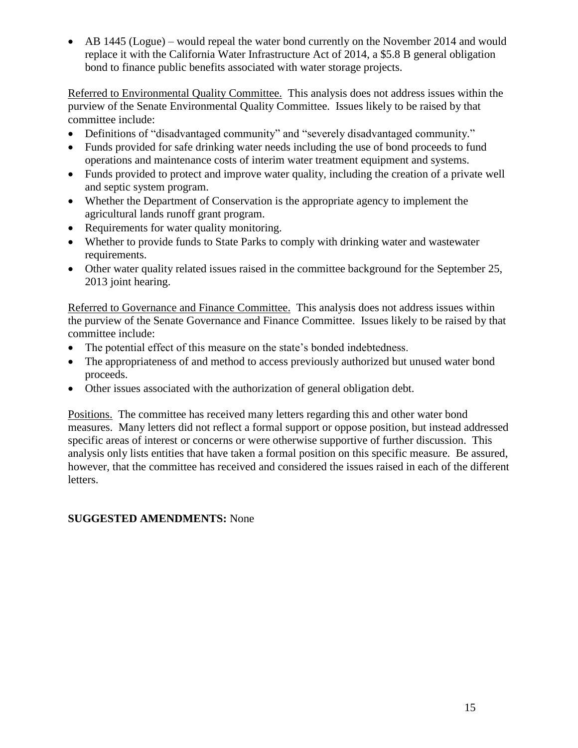- AB 1445 (Logue) – would repeal the water bond currently on the November 2014 and would replace it with the California Water Infrastructure Act of 2014, a $5.8 B general obligation bond to finance public benefits associated with water storage projects.

Referred to Environmental Quality Committee. This analysis does not address issues within the purview of the Senate Environmental Quality Committee. Issues likely to be raised by that committee include:

- Definitions of "disadvantaged community" and "severely disadvantaged community."
- Funds provided for safe drinking water needs including the use of bond proceeds to fund operations and maintenance costs of interim water treatment equipment and systems.
- Funds provided to protect and improve water quality, including the creation of a private well and septic system program.
- Whether the Department of Conservation is the appropriate agency to implement the agricultural lands runoff grant program.
- Requirements for water quality monitoring.
- Whether to provide funds to State Parks to comply with drinking water and wastewater requirements.
- Other water quality related issues raised in the committee background for the September 25, 2013 joint hearing.

Referred to Governance and Finance Committee. This analysis does not address issues within the purview of the Senate Governance and Finance Committee. Issues likely to be raised by that committee include:

- The potential effect of this measure on the state's bonded indebtedness.
- The appropriateness of and method to access previously authorized but unused water bond proceeds.
- Other issues associated with the authorization of general obligation debt.

Positions. The committee has received many letters regarding this and other water bond measures. Many letters did not reflect a formal support or oppose position, but instead addressed specific areas of interest or concerns or were otherwise supportive of further discussion. This analysis only lists entities that have taken a formal position on this specific measure. Be assured, however, that the committee has received and considered the issues raised in each of the different letters.

**SUGGESTED AMENDMENTS:** None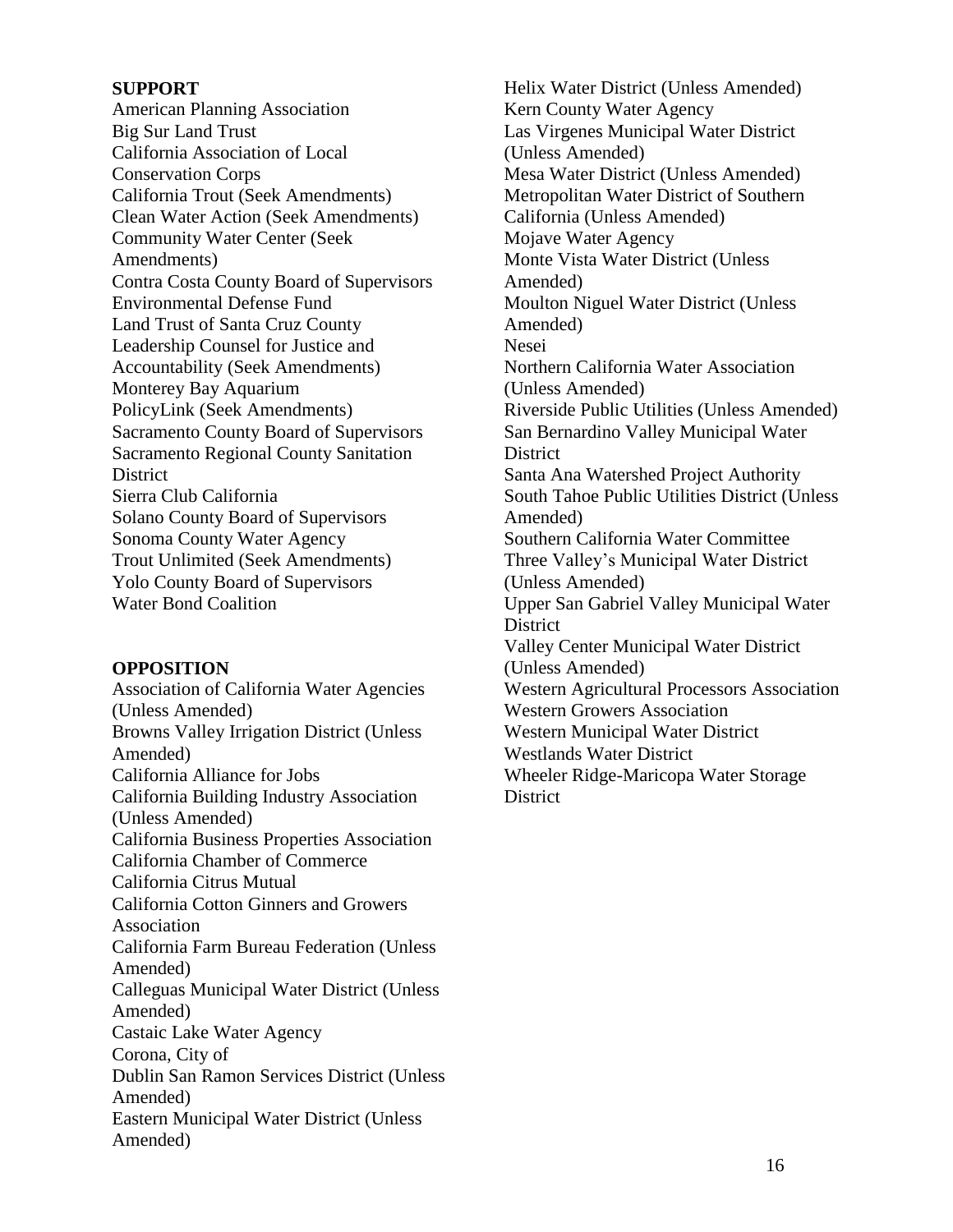**SUPPORT**

American Planning Association
Big Sur Land Trust
California Association of Local Conservation Corps
California Trout (Seek Amendments)
Clean Water Action (Seek Amendments)
Community Water Center (Seek Amendments)
Contra Costa County Board of Supervisors
Environmental Defense Fund
Land Trust of Santa Cruz County
Leadership Counsel for Justice and Accountability (Seek Amendments)
Monterey Bay Aquarium
PolicyLink (Seek Amendments)
Sacramento County Board of Supervisors
Sacramento Regional County Sanitation District
Sierra Club California
Solano County Board of Supervisors
Sonoma County Water Agency
Trout Unlimited (Seek Amendments)
Yolo County Board of Supervisors
Water Bond Coalition

**OPPOSITION**

Association of California Water Agencies (Unless Amended)
Browns Valley Irrigation District (Unless Amended)
California Alliance for Jobs
California Building Industry Association (Unless Amended)
California Business Properties Association
California Chamber of Commerce
California Citrus Mutual
California Cotton Ginners and Growers Association
California Farm Bureau Federation (Unless Amended)
Calleguas Municipal Water District (Unless Amended)
Castaic Lake Water Agency
Corona, City of
Dublin San Ramon Services District (Unless Amended)
Eastern Municipal Water District (Unless Amended)
Helix Water District (Unless Amended)
Kern County Water Agency
Las Virgenes Municipal Water District (Unless Amended)
Mesa Water District (Unless Amended)
Metropolitan Water District of Southern California (Unless Amended)
Mojave Water Agency
Monte Vista Water District (Unless Amended)
Moulton Niguel Water District (Unless Amended)
Nesei
Northern California Water Association (Unless Amended)
Riverside Public Utilities (Unless Amended)
San Bernardino Valley Municipal Water District
Santa Ana Watershed Project Authority
South Tahoe Public Utilities District (Unless Amended)
Southern California Water Committee
Three Valley's Municipal Water District (Unless Amended)
Upper San Gabriel Valley Municipal Water District
Valley Center Municipal Water District (Unless Amended)
Western Agricultural Processors Association
Western Growers Association
Western Municipal Water District
Westlands Water District
Wheeler Ridge-Maricopa Water Storage District